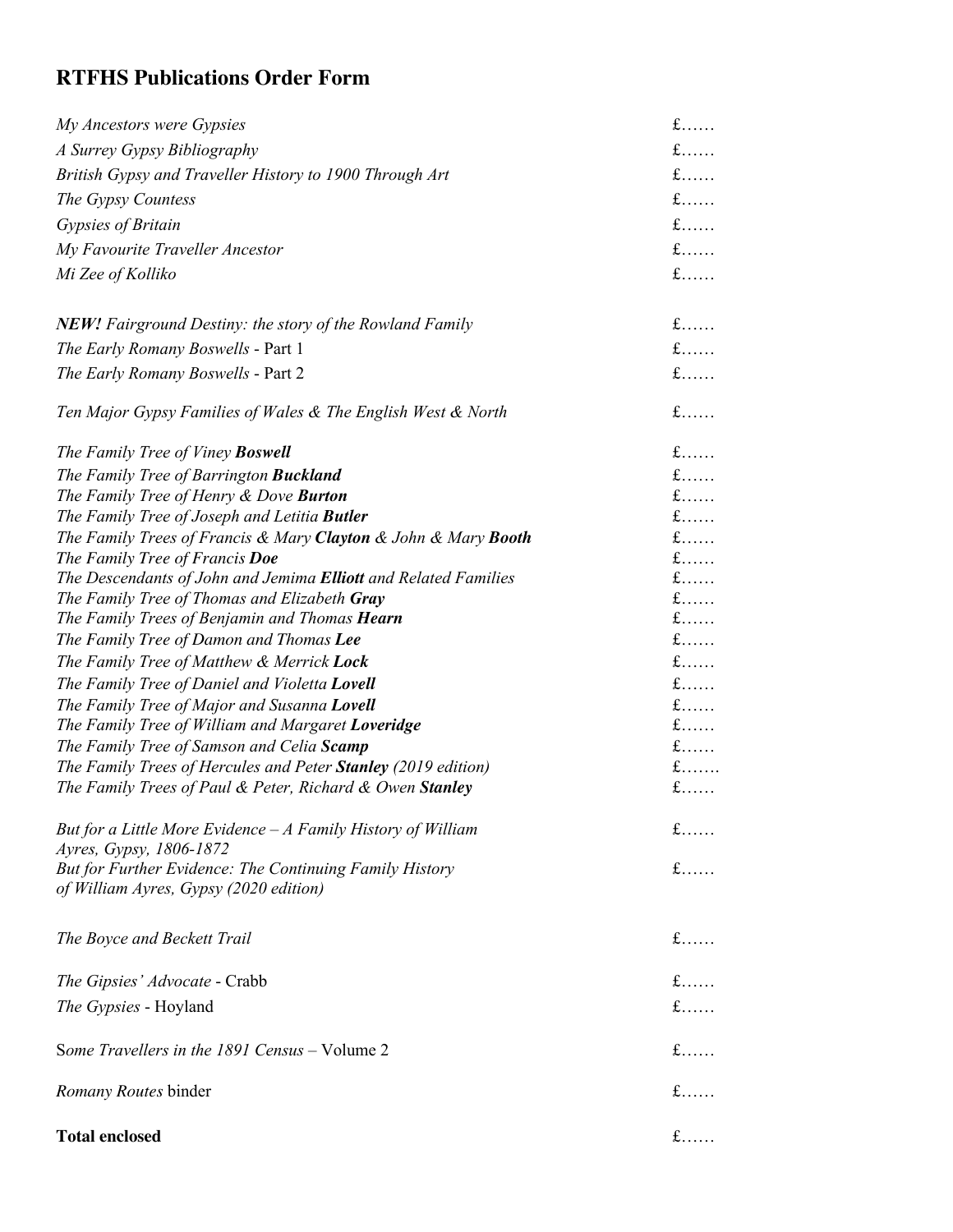# RTFHS Publications Order Form

| | |
|---|---|
| *My Ancestors were Gypsies* | £…… |
| *A Surrey Gypsy Bibliography* | £…… |
| *British Gypsy and Traveller History to 1900 Through Art* | £…… |
| *The Gypsy Countess* | £…… |
| *Gypsies of Britain* | £…… |
| *My Favourite Traveller Ancestor* | £…… |
| *Mi Zee of Kolliko* | £…… |
| ***NEW!*** *Fairground Destiny: the story of the Rowland Family* | £…… |
| *The Early Romany Boswells* - Part 1 | £…… |
| *The Early Romany Boswells* - Part 2 | £…… |
| *Ten Major Gypsy Families of Wales & The English West & North* | £…… |
| *The Family Tree of Viney* ***Boswell*** | £…… |
| *The Family Tree of Barrington* ***Buckland*** | £…… |
| *The Family Tree of Henry & Dove* ***Burton*** | £…… |
| *The Family Tree of Joseph and Letitia* ***Butler*** | £…… |
| *The Family Trees of Francis & Mary* ***Clayton*** *& John & Mary* ***Booth*** | £…… |
| *The Family Tree of Francis* ***Doe*** | £…… |
| *The Descendants of John and Jemima* ***Elliott*** *and Related Families* | £…… |
| *The Family Tree of Thomas and Elizabeth* ***Gray*** | £…… |
| *The Family Trees of Benjamin and Thomas* ***Hearn*** | £…… |
| *The Family Tree of Damon and Thomas* ***Lee*** | £…… |
| *The Family Tree of Matthew & Merrick* ***Lock*** | £…… |
| *The Family Tree of Daniel and Violetta* ***Lovell*** | £…… |
| *The Family Tree of Major and Susanna* ***Lovell*** | £…… |
| *The Family Tree of William and Margaret* ***Loveridge*** | £…… |
| *The Family Tree of Samson and Celia* ***Scamp*** | £…… |
| *The Family Trees of Hercules and Peter* ***Stanley*** *(2019 edition)* | £……. |
| *The Family Trees of Paul & Peter, Richard & Owen* ***Stanley*** | £…… |
| *But for a Little More Evidence – A Family History of William Ayres, Gypsy, 1806-1872* | £…… |
| *But for Further Evidence: The Continuing Family History of William Ayres, Gypsy (2020 edition)* | £…… |
| *The Boyce and Beckett Trail* | £…… |
| *The Gipsies' Advocate* - Crabb | £…… |
| *The Gypsies* - Hoyland | £…… |
| S*ome Travellers in the 1891 Census* – Volume 2 | £…… |
| *Romany Routes* binder | £…… |
| **Total enclosed** | £…… |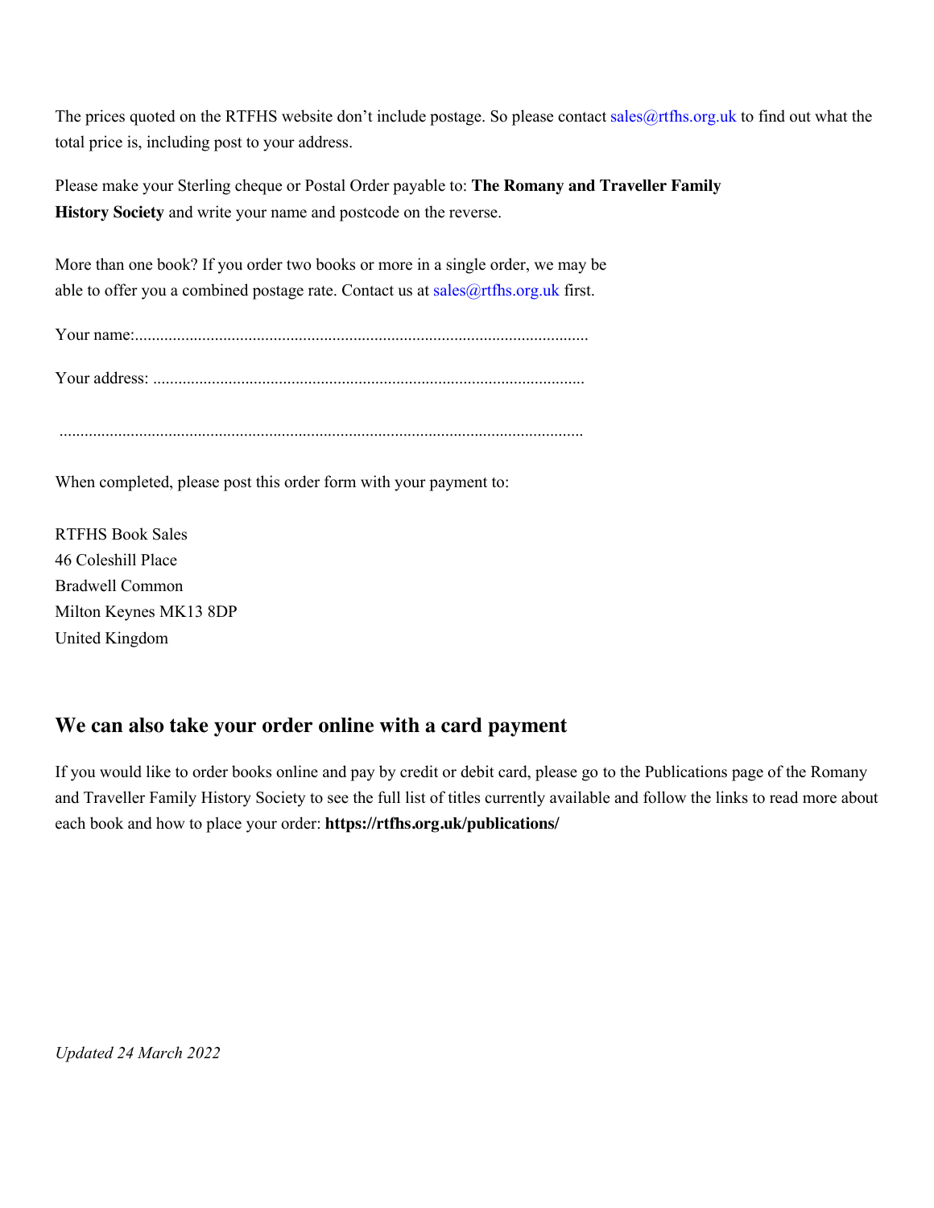The prices quoted on the RTFHS website don't include postage. So please contact sales@rtfhs.org.uk to find out what the total price is, including post to your address.

Please make your Sterling cheque or Postal Order payable to: **The Romany and Traveller Family History Society** and write your name and postcode on the reverse.

More than one book? If you order two books or more in a single order, we may be able to offer you a combined postage rate. Contact us at sales@rtfhs.org.uk first.

Your name:............................................................................................................

Your address: ......................................................................................................

............................................................................................................................

When completed, please post this order form with your payment to:

RTFHS Book Sales
46 Coleshill Place
Bradwell Common
Milton Keynes MK13 8DP
United Kingdom

## We can also take your order online with a card payment

If you would like to order books online and pay by credit or debit card, please go to the Publications page of the Romany and Traveller Family History Society to see the full list of titles currently available and follow the links to read more about each book and how to place your order: **https://rtfhs.org.uk/publications/**

*Updated 24 March 2022*